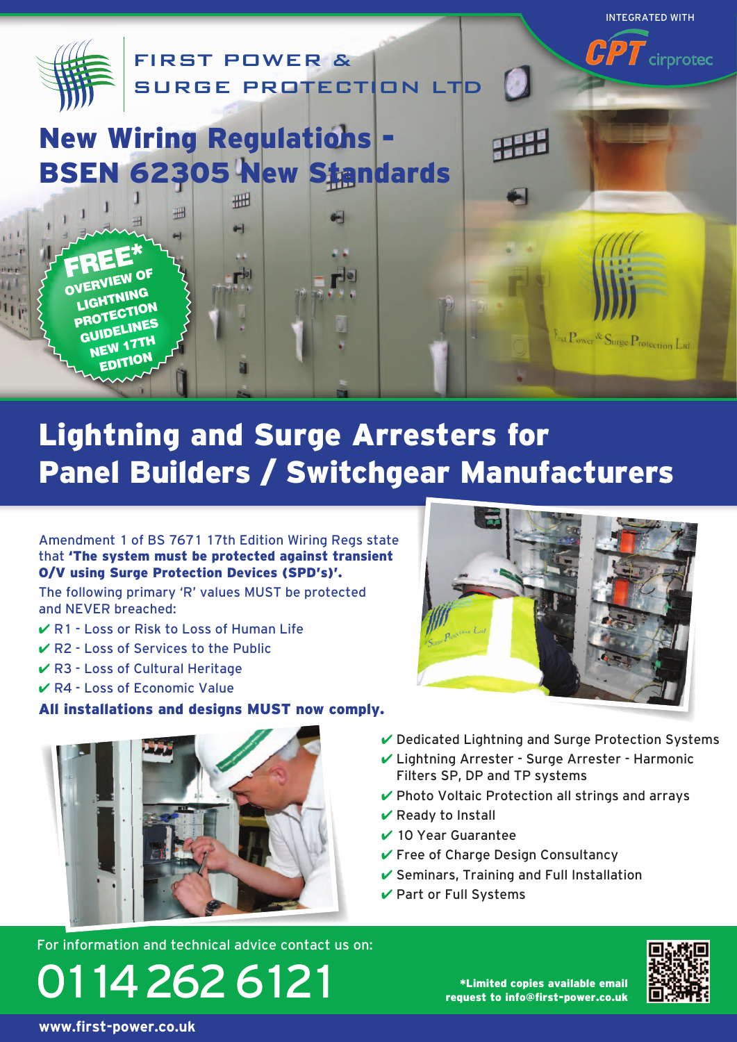INTEGRATED WITH CPT cirprotec

FIRST POWER & SURGE PROTECTION LTD

# New Wiring Regulations - BSEN 62305 New Standards

FREE* OVERVIEW OF LIGHTNING PROTECTION GUIDELINES NEW 17TH EDITION

## Lightning and Surge Arresters for Panel Builders / Switchgear Manufacturers

Amendment 1 of BS 7671 17th Edition Wiring Regs state that **'The system must be protected against transient O/V using Surge Protection Devices (SPD's)'.**

The following primary 'R' values MUST be protected and NEVER breached:

- ✔ R1 - Loss or Risk to Loss of Human Life
- ✔ R2 - Loss of Services to the Public
- ✔ R3 - Loss of Cultural Heritage
- ✔ R4 - Loss of Economic Value

**All installations and designs MUST now comply.**

- ✔ Dedicated Lightning and Surge Protection Systems
- ✔ Lightning Arrester - Surge Arrester - Harmonic Filters SP, DP and TP systems
- ✔ Photo Voltaic Protection all strings and arrays
- ✔ Ready to Install
- ✔ 10 Year Guarantee
- ✔ Free of Charge Design Consultancy
- ✔ Seminars, Training and Full Installation
- ✔ Part or Full Systems

For information and technical advice contact us on:

0114 262 6121

**\*Limited copies available email request to info@first-power.co.uk**

**www.first-power.co.uk**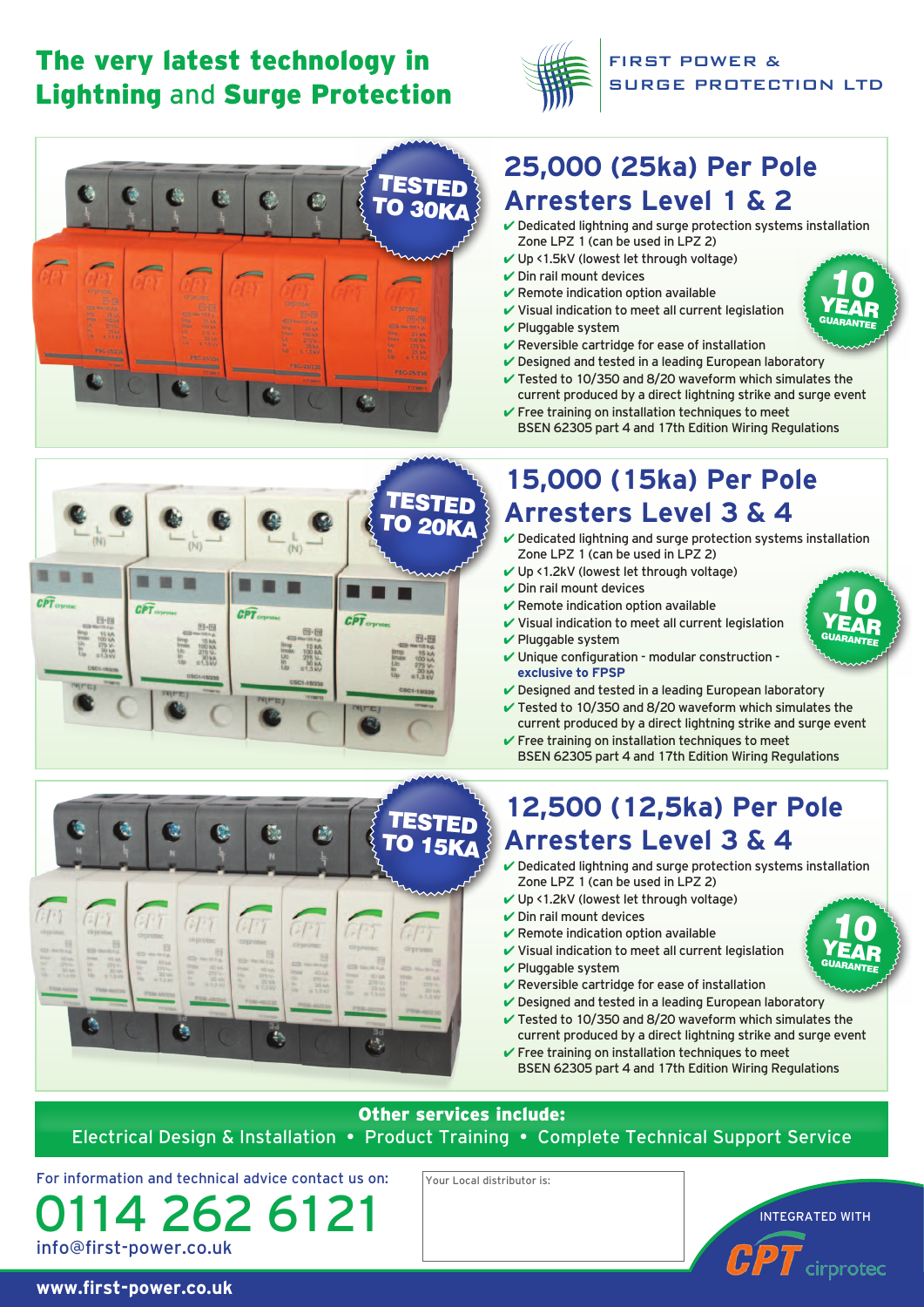# The very latest technology in Lightning and Surge Protection

FIRST POWER & SURGE PROTECTION LTD

TESTED TO 30KA

## 25,000 (25ka) Per Pole Arresters Level 1 & 2

- ✔ Dedicated lightning and surge protection systems installation Zone LPZ 1 (can be used in LPZ 2)
- ✔ Up <1.5kV (lowest let through voltage)
- ✔ Din rail mount devices
- ✔ Remote indication option available
- ✔ Visual indication to meet all current legislation
- ✔ Pluggable system
- ✔ Reversible cartridge for ease of installation
- ✔ Designed and tested in a leading European laboratory
- ✔ Tested to 10/350 and 8/20 waveform which simulates the current produced by a direct lightning strike and surge event
- ✔ Free training on installation techniques to meet BSEN 62305 part 4 and 17th Edition Wiring Regulations

10 YEAR GUARANTEE

TESTED TO 20KA

## 15,000 (15ka) Per Pole Arresters Level 3 & 4

- ✔ Dedicated lightning and surge protection systems installation Zone LPZ 1 (can be used in LPZ 2)
- ✔ Up <1.2kV (lowest let through voltage)
- ✔ Din rail mount devices
- ✔ Remote indication option available
- ✔ Visual indication to meet all current legislation
- ✔ Pluggable system
- ✔ Unique configuration - modular construction - **exclusive to FPSP**
- ✔ Designed and tested in a leading European laboratory
- ✔ Tested to 10/350 and 8/20 waveform which simulates the current produced by a direct lightning strike and surge event
- ✔ Free training on installation techniques to meet BSEN 62305 part 4 and 17th Edition Wiring Regulations

10 YEAR GUARANTEE

TESTED TO 15KA

## 12,500 (12,5ka) Per Pole Arresters Level 3 & 4

- ✔ Dedicated lightning and surge protection systems installation Zone LPZ 1 (can be used in LPZ 2)
- ✔ Up <1.2kV (lowest let through voltage)
- ✔ Din rail mount devices
- ✔ Remote indication option available
- ✔ Visual indication to meet all current legislation
- ✔ Pluggable system
- ✔ Reversible cartridge for ease of installation
- ✔ Designed and tested in a leading European laboratory
- ✔ Tested to 10/350 and 8/20 waveform which simulates the current produced by a direct lightning strike and surge event
- ✔ Free training on installation techniques to meet BSEN 62305 part 4 and 17th Edition Wiring Regulations

10 YEAR GUARANTEE

**Other services include:**

Electrical Design & Installation • Product Training • Complete Technical Support Service

For information and technical advice contact us on:

# 0114 262 6121

info@first-power.co.uk

Your Local distributor is:

INTEGRATED WITH CPT cirprotec

**www.first-power.co.uk**